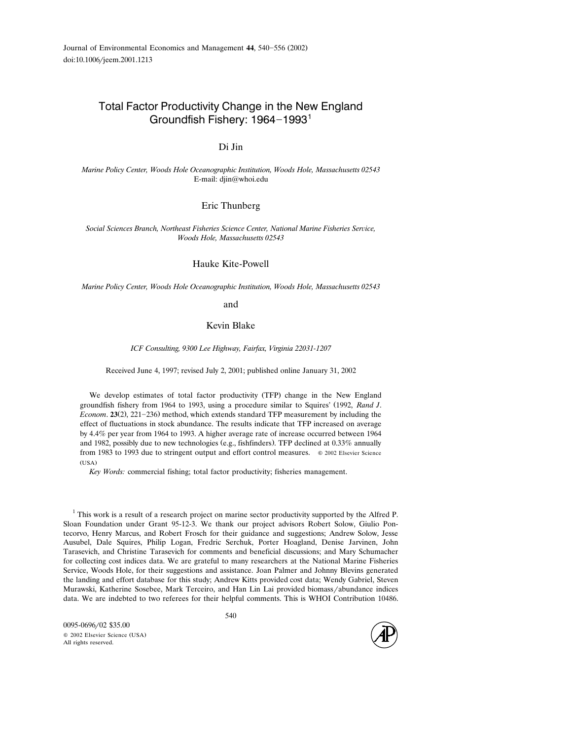# Total Factor Productivity Change in the New England Groundfish Fishery: 1964–1993[1]

Di Jin

*Marine Policy Center, Woods Hole Oceanographic Institution, Woods Hole, Massachusetts 02543*
E-mail: djin@whoi.edu

Eric Thunberg

*Social Sciences Branch, Northeast Fisheries Science Center, National Marine Fisheries Service, Woods Hole, Massachusetts 02543*

Hauke Kite-Powell

*Marine Policy Center, Woods Hole Oceanographic Institution, Woods Hole, Massachusetts 02543*

and

Kevin Blake

*ICF Consulting, 9300 Lee Highway, Fairfax, Virginia 22031-1207*

Received June 4, 1997; revised July 2, 2001; published online January 31, 2002

We develop estimates of total factor productivity (TFP) change in the New England groundfish fishery from 1964 to 1993, using a procedure similar to Squires' (1992, *Rand J. Econom*. **23**(2), 221–236) method, which extends standard TFP measurement by including the effect of fluctuations in stock abundance. The results indicate that TFP increased on average by 4.4% per year from 1964 to 1993. A higher average rate of increase occurred between 1964 and 1982, possibly due to new technologies (e.g., fishfinders). TFP declined at 0.33% annually from 1983 to 1993 due to stringent output and effort control measures. © 2002 Elsevier Science (USA)

*Key Words:* commercial fishing; total factor productivity; fisheries management.

---

[1] This work is a result of a research project on marine sector productivity supported by the Alfred P. Sloan Foundation under Grant 95-12-3. We thank our project advisors Robert Solow, Giulio Pontecorvo, Henry Marcus, and Robert Frosch for their guidance and suggestions; Andrew Solow, Jesse Ausubel, Dale Squires, Philip Logan, Fredric Serchuk, Porter Hoagland, Denise Jarvinen, John Tarasevich, and Christine Tarasevich for comments and beneficial discussions; and Mary Schumacher for collecting cost indices data. We are grateful to many researchers at the National Marine Fisheries Service, Woods Hole, for their suggestions and assistance. Joan Palmer and Johnny Blevins generated the landing and effort database for this study; Andrew Kitts provided cost data; Wendy Gabriel, Steven Murawski, Katherine Sosebee, Mark Terceiro, and Han Lin Lai provided biomass/abundance indices data. We are indebted to two referees for their helpful comments. This is WHOI Contribution 10486.

0095-0696/02 $35.00
© 2002 Elsevier Science (USA)
All rights reserved.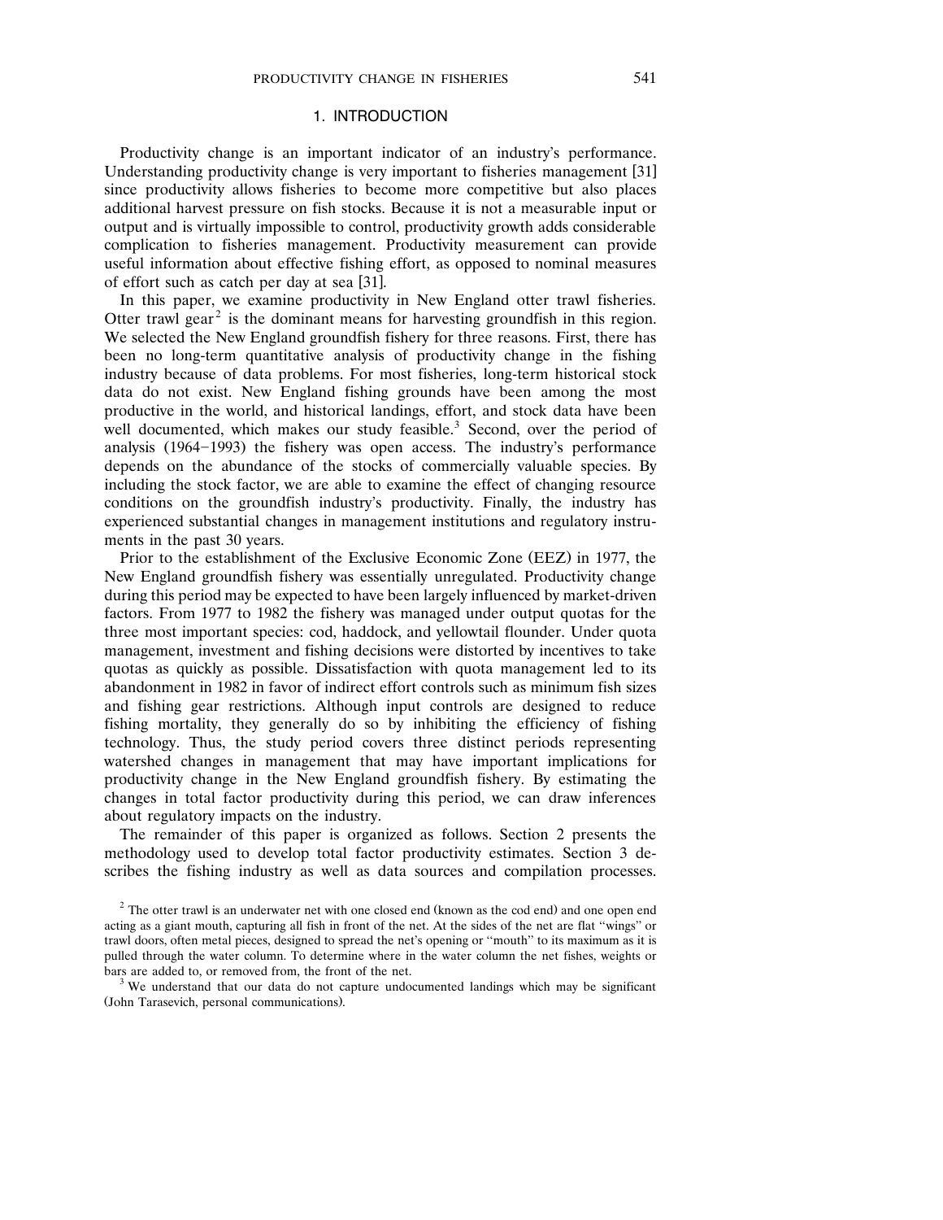## 1. INTRODUCTION

Productivity change is an important indicator of an industry's performance. Understanding productivity change is very important to fisheries management [31] since productivity allows fisheries to become more competitive but also places additional harvest pressure on fish stocks. Because it is not a measurable input or output and is virtually impossible to control, productivity growth adds considerable complication to fisheries management. Productivity measurement can provide useful information about effective fishing effort, as opposed to nominal measures of effort such as catch per day at sea [31].

In this paper, we examine productivity in New England otter trawl fisheries. Otter trawl gear[2] is the dominant means for harvesting groundfish in this region. We selected the New England groundfish fishery for three reasons. First, there has been no long-term quantitative analysis of productivity change in the fishing industry because of data problems. For most fisheries, long-term historical stock data do not exist. New England fishing grounds have been among the most productive in the world, and historical landings, effort, and stock data have been well documented, which makes our study feasible.[3] Second, over the period of analysis (1964–1993) the fishery was open access. The industry's performance depends on the abundance of the stocks of commercially valuable species. By including the stock factor, we are able to examine the effect of changing resource conditions on the groundfish industry's productivity. Finally, the industry has experienced substantial changes in management institutions and regulatory instruments in the past 30 years.

Prior to the establishment of the Exclusive Economic Zone (EEZ) in 1977, the New England groundfish fishery was essentially unregulated. Productivity change during this period may be expected to have been largely influenced by market-driven factors. From 1977 to 1982 the fishery was managed under output quotas for the three most important species: cod, haddock, and yellowtail flounder. Under quota management, investment and fishing decisions were distorted by incentives to take quotas as quickly as possible. Dissatisfaction with quota management led to its abandonment in 1982 in favor of indirect effort controls such as minimum fish sizes and fishing gear restrictions. Although input controls are designed to reduce fishing mortality, they generally do so by inhibiting the efficiency of fishing technology. Thus, the study period covers three distinct periods representing watershed changes in management that may have important implications for productivity change in the New England groundfish fishery. By estimating the changes in total factor productivity during this period, we can draw inferences about regulatory impacts on the industry.

The remainder of this paper is organized as follows. Section 2 presents the methodology used to develop total factor productivity estimates. Section 3 describes the fishing industry as well as data sources and compilation processes.

[2] The otter trawl is an underwater net with one closed end (known as the cod end) and one open end acting as a giant mouth, capturing all fish in front of the net. At the sides of the net are flat "wings" or trawl doors, often metal pieces, designed to spread the net's opening or "mouth" to its maximum as it is pulled through the water column. To determine where in the water column the net fishes, weights or bars are added to, or removed from, the front of the net.

[3] We understand that our data do not capture undocumented landings which may be significant (John Tarasevich, personal communications).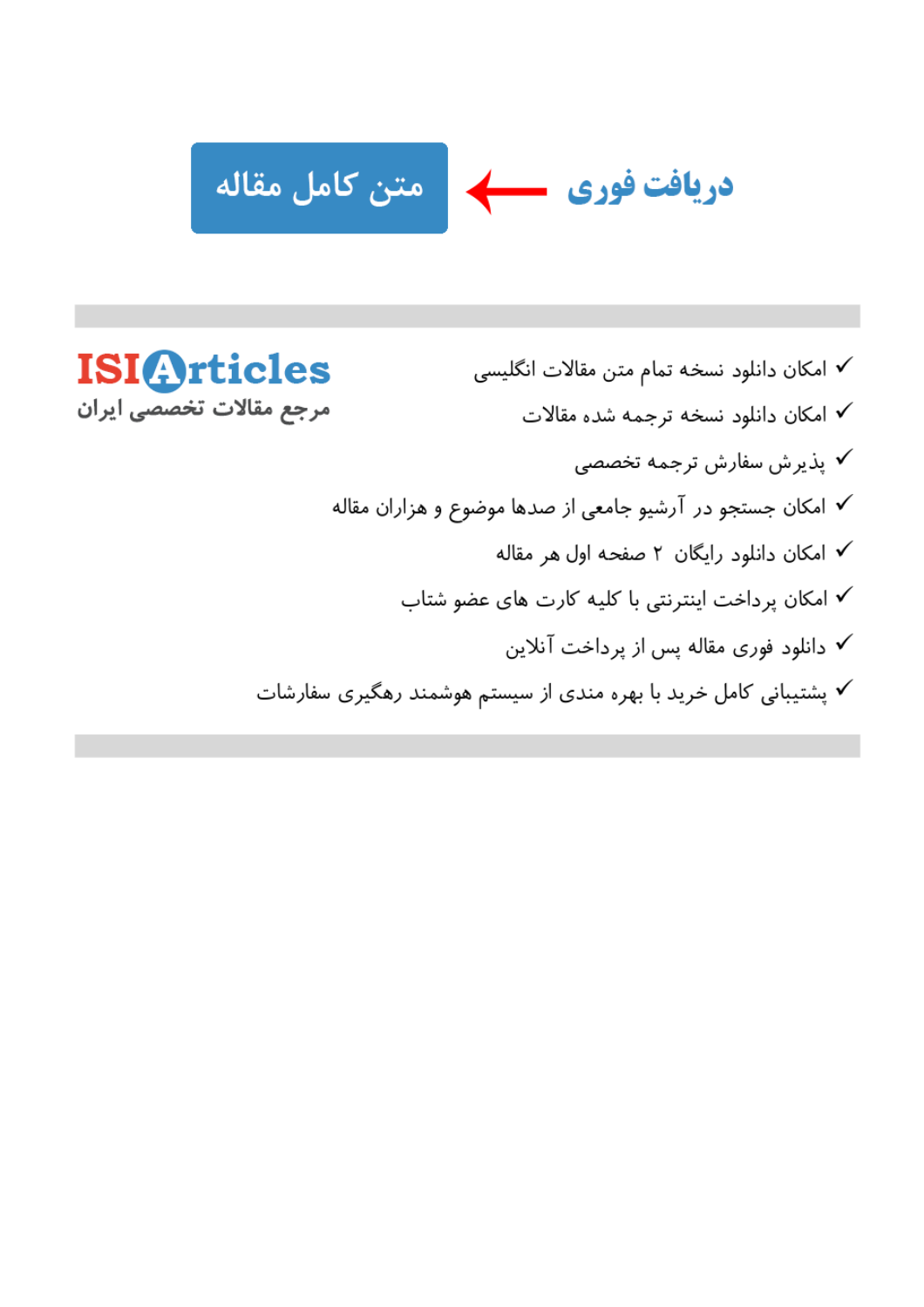دریافت فوری ← **متن کامل مقاله**

**ISIArticles**
مرجع مقالات تخصصی ایران

- ✓ امکان دانلود نسخه تمام متن مقالات انگلیسی
- ✓ امکان دانلود نسخه ترجمه شده مقالات
- ✓ پذیرش سفارش ترجمه تخصصی
- ✓ امکان جستجو در آرشیو جامعی از صدها موضوع و هزاران مقاله
- ✓ امکان دانلود رایگان ۲ صفحه اول هر مقاله
- ✓ امکان پرداخت اینترنتی با کلیه کارت های عضو شتاب
- ✓ دانلود فوری مقاله پس از پرداخت آنلاین
- ✓ پشتیبانی کامل خرید با بهره مندی از سیستم هوشمند رهگیری سفارشات